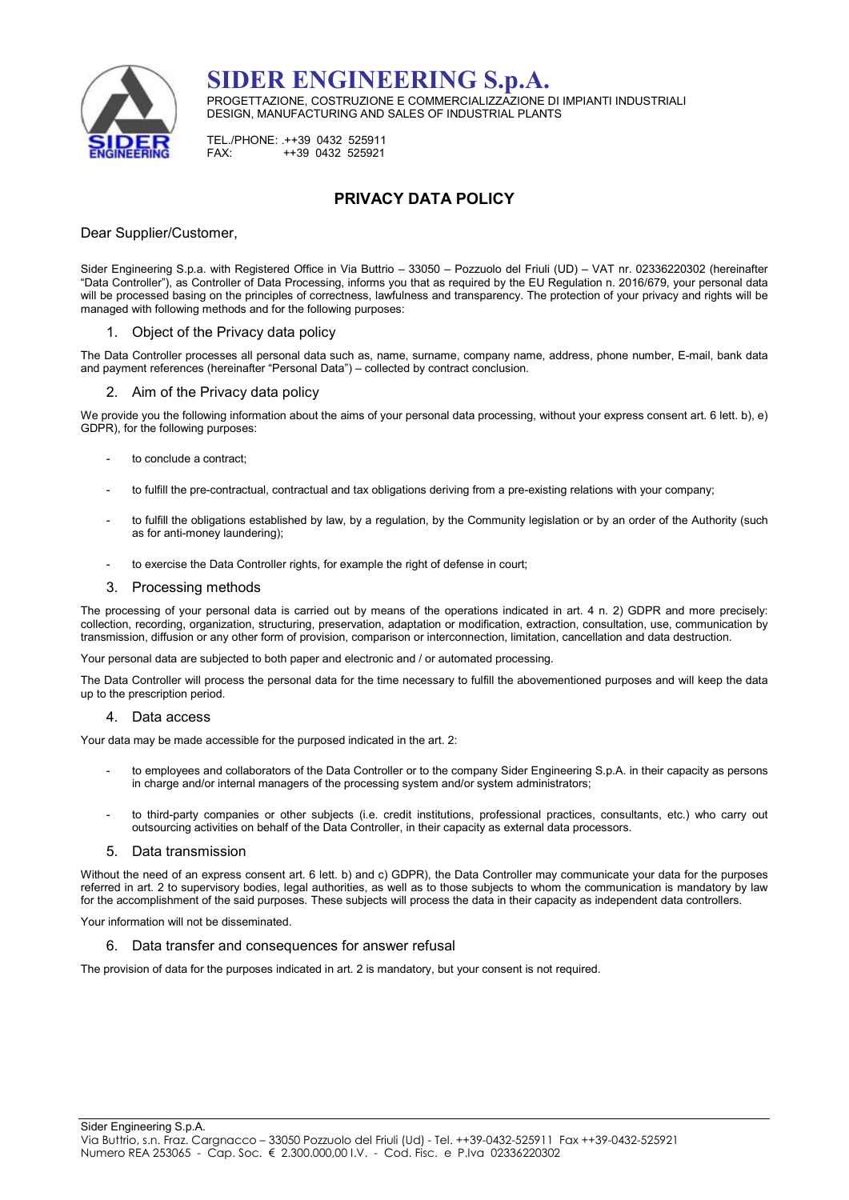# SIDER ENGINEERING S.p.A.

PROGETTAZIONE, COSTRUZIONE E COMMERCIALIZZAZIONE DI IMPIANTI INDUSTRIALI
DESIGN, MANUFACTURING AND SALES OF INDUSTRIAL PLANTS

TEL./PHONE: .++39 0432 525911
FAX: ++39 0432 525921

## PRIVACY DATA POLICY

Dear Supplier/Customer,

Sider Engineering S.p.a. with Registered Office in Via Buttrio – 33050 – Pozzuolo del Friuli (UD) – VAT nr. 02336220302 (hereinafter "Data Controller"), as Controller of Data Processing, informs you that as required by the EU Regulation n. 2016/679, your personal data will be processed basing on the principles of correctness, lawfulness and transparency. The protection of your privacy and rights will be managed with following methods and for the following purposes:

### 1. Object of the Privacy data policy

The Data Controller processes all personal data such as, name, surname, company name, address, phone number, E-mail, bank data and payment references (hereinafter "Personal Data") – collected by contract conclusion.

### 2. Aim of the Privacy data policy

We provide you the following information about the aims of your personal data processing, without your express consent art. 6 lett. b), e) GDPR), for the following purposes:

- to conclude a contract;
- to fulfill the pre-contractual, contractual and tax obligations deriving from a pre-existing relations with your company;
- to fulfill the obligations established by law, by a regulation, by the Community legislation or by an order of the Authority (such as for anti-money laundering);
- to exercise the Data Controller rights, for example the right of defense in court;

### 3. Processing methods

The processing of your personal data is carried out by means of the operations indicated in art. 4 n. 2) GDPR and more precisely: collection, recording, organization, structuring, preservation, adaptation or modification, extraction, consultation, use, communication by transmission, diffusion or any other form of provision, comparison or interconnection, limitation, cancellation and data destruction.

Your personal data are subjected to both paper and electronic and / or automated processing.

The Data Controller will process the personal data for the time necessary to fulfill the abovementioned purposes and will keep the data up to the prescription period.

### 4. Data access

Your data may be made accessible for the purposed indicated in the art. 2:

- to employees and collaborators of the Data Controller or to the company Sider Engineering S.p.A. in their capacity as persons in charge and/or internal managers of the processing system and/or system administrators;
- to third-party companies or other subjects (i.e. credit institutions, professional practices, consultants, etc.) who carry out outsourcing activities on behalf of the Data Controller, in their capacity as external data processors.

### 5. Data transmission

Without the need of an express consent art. 6 lett. b) and c) GDPR), the Data Controller may communicate your data for the purposes referred in art. 2 to supervisory bodies, legal authorities, as well as to those subjects to whom the communication is mandatory by law for the accomplishment of the said purposes. These subjects will process the data in their capacity as independent data controllers.

Your information will not be disseminated.

### 6. Data transfer and consequences for answer refusal

The provision of data for the purposes indicated in art. 2 is mandatory, but your consent is not required.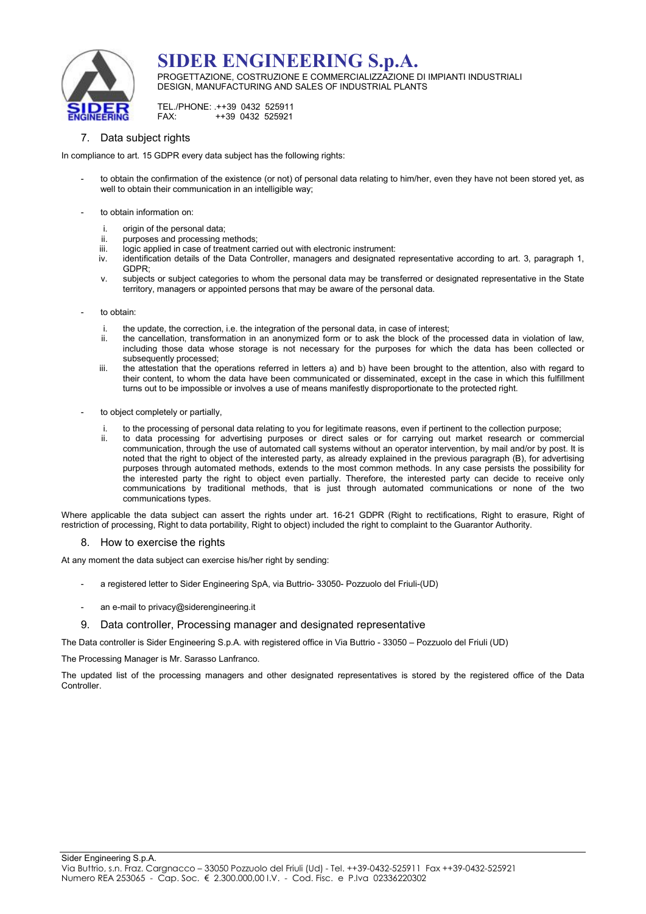## 7. Data subject rights

In compliance to art. 15 GDPR every data subject has the following rights:

- to obtain the confirmation of the existence (or not) of personal data relating to him/her, even they have not been stored yet, as well to obtain their communication in an intelligible way;

- to obtain information on:
  - i. origin of the personal data;
  - ii. purposes and processing methods;
  - iii. logic applied in case of treatment carried out with electronic instrument:
  - iv. identification details of the Data Controller, managers and designated representative according to art. 3, paragraph 1, GDPR;
  - v. subjects or subject categories to whom the personal data may be transferred or designated representative in the State territory, managers or appointed persons that may be aware of the personal data.

- to obtain:
  - i. the update, the correction, i.e. the integration of the personal data, in case of interest;
  - ii. the cancellation, transformation in an anonymized form or to ask the block of the processed data in violation of law, including those data whose storage is not necessary for the purposes for which the data has been collected or subsequently processed;
  - iii. the attestation that the operations referred in letters a) and b) have been brought to the attention, also with regard to their content, to whom the data have been communicated or disseminated, except in the case in which this fulfillment turns out to be impossible or involves a use of means manifestly disproportionate to the protected right.

- to object completely or partially,
  - i. to the processing of personal data relating to you for legitimate reasons, even if pertinent to the collection purpose;
  - ii. to data processing for advertising purposes or direct sales or for carrying out market research or commercial communication, through the use of automated call systems without an operator intervention, by mail and/or by post. It is noted that the right to object of the interested party, as already explained in the previous paragraph (B), for advertising purposes through automated methods, extends to the most common methods. In any case persists the possibility for the interested party the right to object even partially. Therefore, the interested party can decide to receive only communications by traditional methods, that is just through automated communications or none of the two communications types.

Where applicable the data subject can assert the rights under art. 16-21 GDPR (Right to rectifications, Right to erasure, Right of restriction of processing, Right to data portability, Right to object) included the right to complaint to the Guarantor Authority.

## 8. How to exercise the rights

At any moment the data subject can exercise his/her right by sending:

- a registered letter to Sider Engineering SpA, via Buttrio- 33050- Pozzuolo del Friuli-(UD)

- an e-mail to privacy@siderengineering.it

## 9. Data controller, Processing manager and designated representative

The Data controller is Sider Engineering S.p.A. with registered office in Via Buttrio - 33050 – Pozzuolo del Friuli (UD)

The Processing Manager is Mr. Sarasso Lanfranco.

The updated list of the processing managers and other designated representatives is stored by the registered office of the Data Controller.